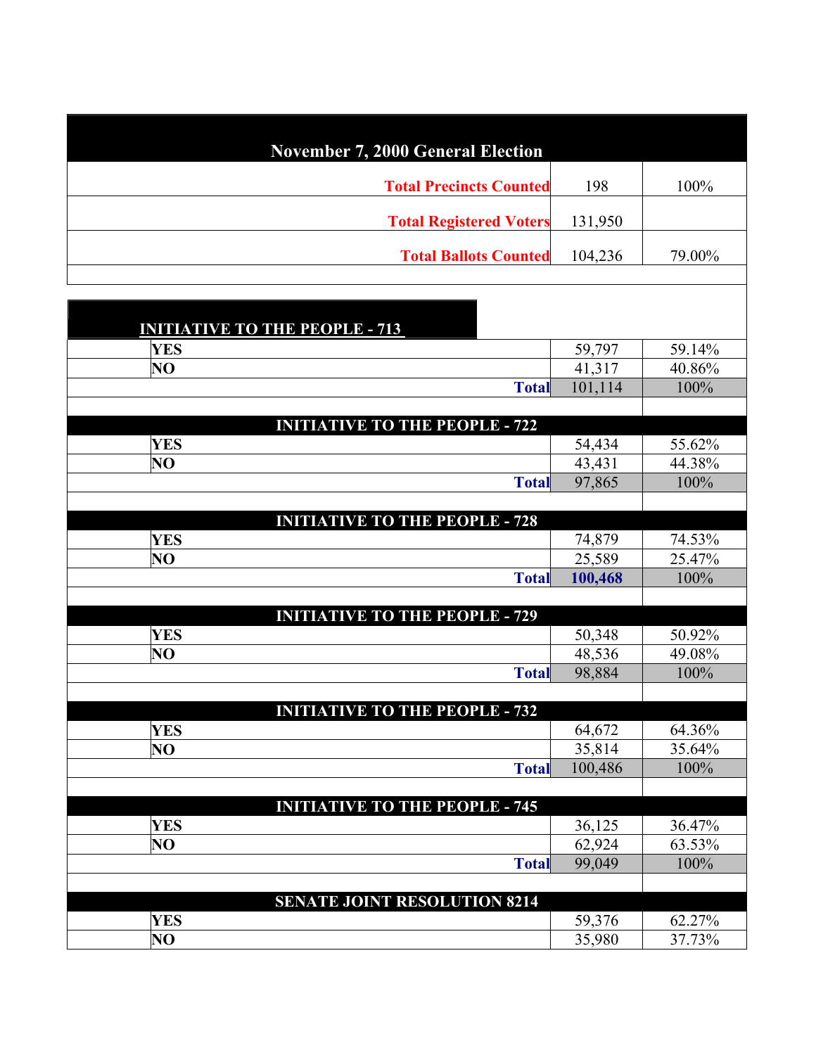## November 7, 2000 General Election

| | | |
|---|---|---|
| **Total Precincts Counted** | 198 | 100% |
| **Total Registered Voters** | 131,950 | |
| **Total Ballots Counted** | 104,236 | 79.00% |

### INITIATIVE TO THE PEOPLE - 713

| | | |
|---|---|---|
| **YES** | 59,797 | 59.14% |
| **NO** | 41,317 | 40.86% |
| **Total** | 101,114 | 100% |

### INITIATIVE TO THE PEOPLE - 722

| | | |
|---|---|---|
| **YES** | 54,434 | 55.62% |
| **NO** | 43,431 | 44.38% |
| **Total** | 97,865 | 100% |

### INITIATIVE TO THE PEOPLE - 728

| | | |
|---|---|---|
| **YES** | 74,879 | 74.53% |
| **NO** | 25,589 | 25.47% |
| **Total** | **100,468** | 100% |

### INITIATIVE TO THE PEOPLE - 729

| | | |
|---|---|---|
| **YES** | 50,348 | 50.92% |
| **NO** | 48,536 | 49.08% |
| **Total** | 98,884 | 100% |

### INITIATIVE TO THE PEOPLE - 732

| | | |
|---|---|---|
| **YES** | 64,672 | 64.36% |
| **NO** | 35,814 | 35.64% |
| **Total** | 100,486 | 100% |

### INITIATIVE TO THE PEOPLE - 745

| | | |
|---|---|---|
| **YES** | 36,125 | 36.47% |
| **NO** | 62,924 | 63.53% |
| **Total** | 99,049 | 100% |

### SENATE JOINT RESOLUTION 8214

| | | |
|---|---|---|
| **YES** | 59,376 | 62.27% |
| **NO** | 35,980 | 37.73% |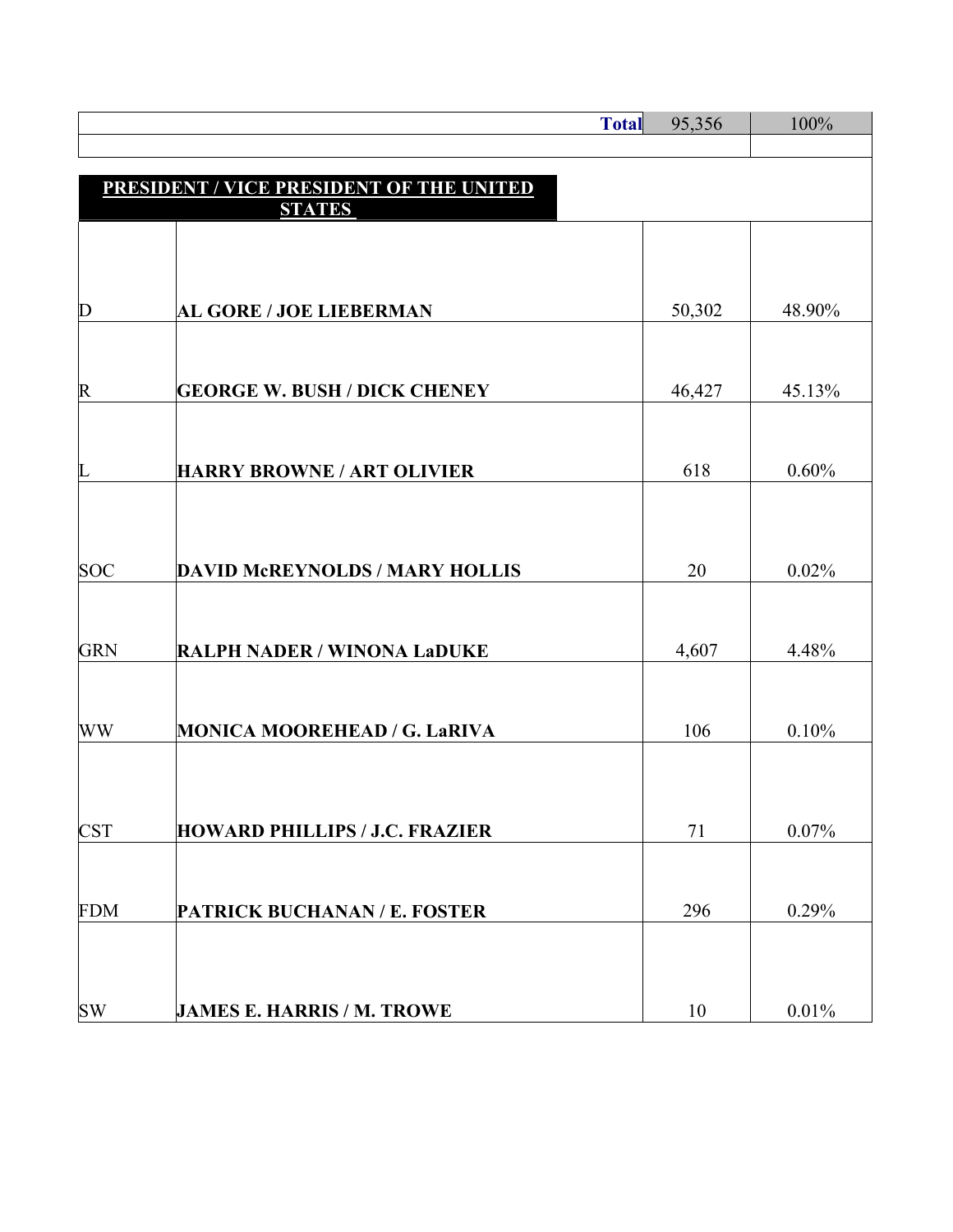| | | Total | 95,356 | 100% |
|---|---|---|---|---|

## PRESIDENT / VICE PRESIDENT OF THE UNITED STATES

| Party | Candidate | Votes | Percent |
|---|---|---|---|
| D | **AL GORE / JOE LIEBERMAN** | 50,302 | 48.90% |
| R | **GEORGE W. BUSH / DICK CHENEY** | 46,427 | 45.13% |
| L | **HARRY BROWNE / ART OLIVIER** | 618 | 0.60% |
| SOC | **DAVID McREYNOLDS / MARY HOLLIS** | 20 | 0.02% |
| GRN | **RALPH NADER / WINONA LaDUKE** | 4,607 | 4.48% |
| WW | **MONICA MOOREHEAD / G. LaRIVA** | 106 | 0.10% |
| CST | **HOWARD PHILLIPS / J.C. FRAZIER** | 71 | 0.07% |
| FDM | **PATRICK BUCHANAN / E. FOSTER** | 296 | 0.29% |
| SW | **JAMES E. HARRIS / M. TROWE** | 10 | 0.01% |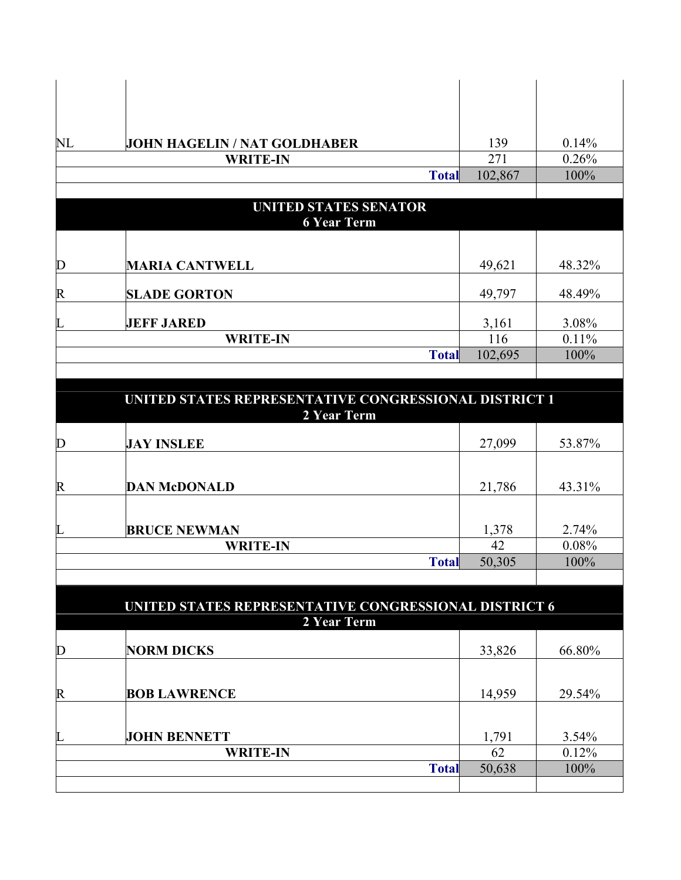| | | | |
|---|---|---|---|
| NL | JOHN HAGELIN / NAT GOLDHABER | 139 | 0.14% |
| | WRITE-IN | 271 | 0.26% |
| | Total | 102,867 | 100% |

## UNITED STATES SENATOR
### 6 Year Term

| | | | |
|---|---|---|---|
| D | MARIA CANTWELL | 49,621 | 48.32% |
| R | SLADE GORTON | 49,797 | 48.49% |
| L | JEFF JARED | 3,161 | 3.08% |
| | WRITE-IN | 116 | 0.11% |
| | Total | 102,695 | 100% |

## UNITED STATES REPRESENTATIVE CONGRESSIONAL DISTRICT 1
### 2 Year Term

| | | | |
|---|---|---|---|
| D | JAY INSLEE | 27,099 | 53.87% |
| R | DAN McDONALD | 21,786 | 43.31% |
| L | BRUCE NEWMAN | 1,378 | 2.74% |
| | WRITE-IN | 42 | 0.08% |
| | Total | 50,305 | 100% |

## UNITED STATES REPRESENTATIVE CONGRESSIONAL DISTRICT 6
### 2 Year Term

| | | | |
|---|---|---|---|
| D | NORM DICKS | 33,826 | 66.80% |
| R | BOB LAWRENCE | 14,959 | 29.54% |
| L | JOHN BENNETT | 1,791 | 3.54% |
| | WRITE-IN | 62 | 0.12% |
| | Total | 50,638 | 100% |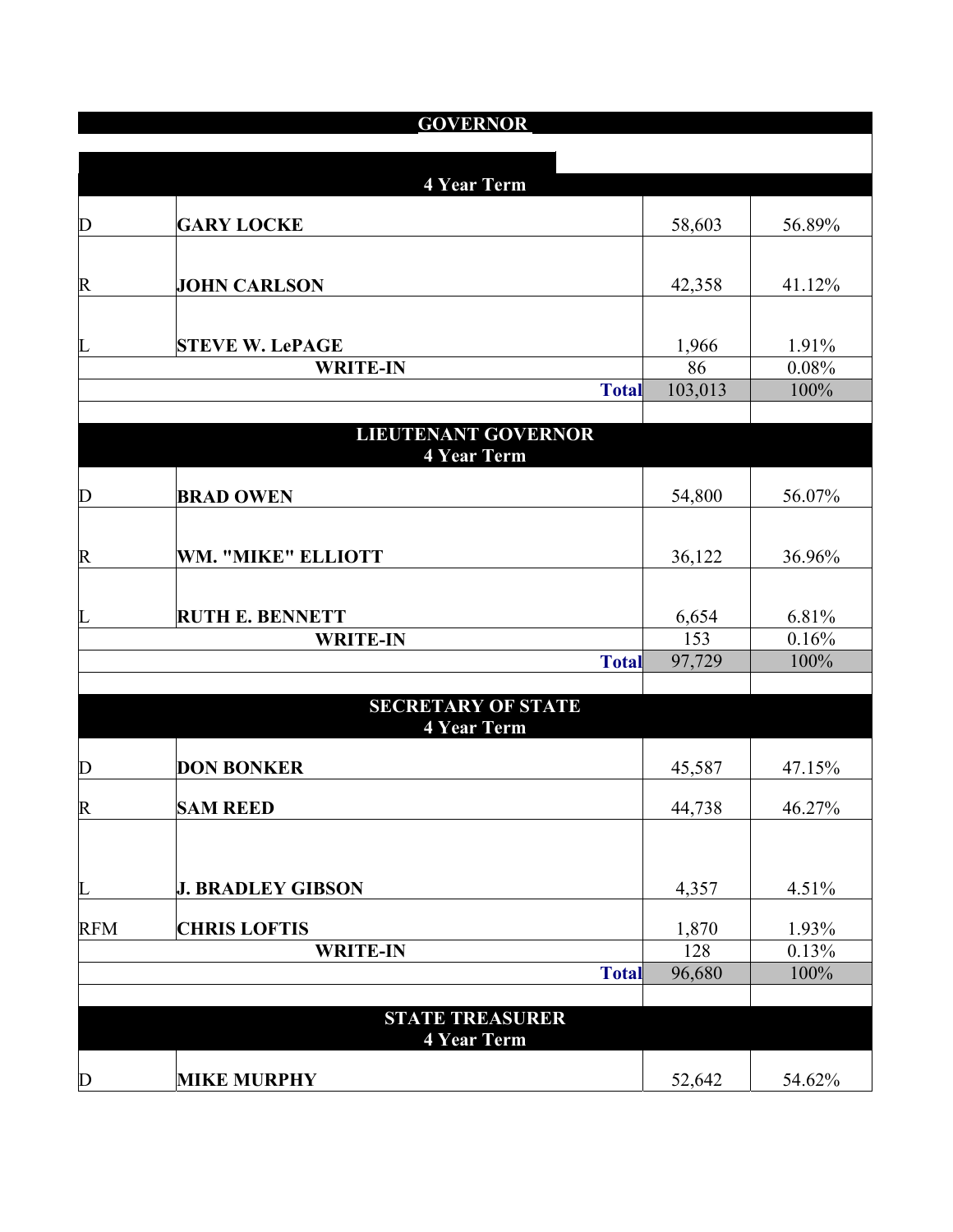## GOVERNOR

### 4 Year Term

| Party | Candidate | Votes | Percent |
|---|---|---|---|
| D | **GARY LOCKE** | 58,603 | 56.89% |
| R | **JOHN CARLSON** | 42,358 | 41.12% |
| L | **STEVE W. LePAGE** | 1,966 | 1.91% |
| | **WRITE-IN** | 86 | 0.08% |
| | **Total** | 103,013 | 100% |

## LIEUTENANT GOVERNOR

### 4 Year Term

| Party | Candidate | Votes | Percent |
|---|---|---|---|
| D | **BRAD OWEN** | 54,800 | 56.07% |
| R | **WM. "MIKE" ELLIOTT** | 36,122 | 36.96% |
| L | **RUTH E. BENNETT** | 6,654 | 6.81% |
| | **WRITE-IN** | 153 | 0.16% |
| | **Total** | 97,729 | 100% |

## SECRETARY OF STATE

### 4 Year Term

| Party | Candidate | Votes | Percent |
|---|---|---|---|
| D | **DON BONKER** | 45,587 | 47.15% |
| R | **SAM REED** | 44,738 | 46.27% |
| L | **J. BRADLEY GIBSON** | 4,357 | 4.51% |
| RFM | **CHRIS LOFTIS** | 1,870 | 1.93% |
| | **WRITE-IN** | 128 | 0.13% |
| | **Total** | 96,680 | 100% |

## STATE TREASURER

### 4 Year Term

| Party | Candidate | Votes | Percent |
|---|---|---|---|
| D | **MIKE MURPHY** | 52,642 | 54.62% |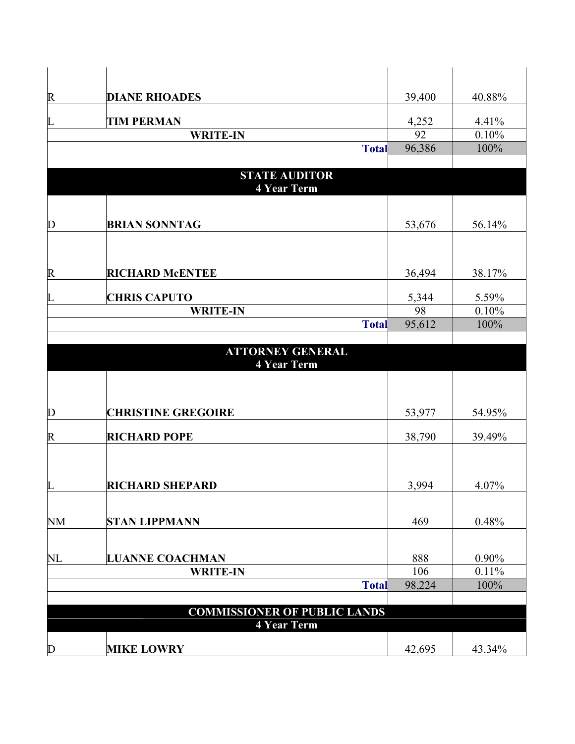| | | | |
|---|---|---|---|
| R | DIANE RHOADES | 39,400 | 40.88% |
| L | TIM PERMAN | 4,252 | 4.41% |
| | WRITE-IN | 92 | 0.10% |
| | **Total** | 96,386 | 100% |

## STATE AUDITOR
### 4 Year Term

| | | | |
|---|---|---|---|
| D | BRIAN SONNTAG | 53,676 | 56.14% |
| R | RICHARD McENTEE | 36,494 | 38.17% |
| L | CHRIS CAPUTO | 5,344 | 5.59% |
| | WRITE-IN | 98 | 0.10% |
| | **Total** | 95,612 | 100% |

## ATTORNEY GENERAL
### 4 Year Term

| | | | |
|---|---|---|---|
| D | CHRISTINE GREGOIRE | 53,977 | 54.95% |
| R | RICHARD POPE | 38,790 | 39.49% |
| L | RICHARD SHEPARD | 3,994 | 4.07% |
| NM | STAN LIPPMANN | 469 | 0.48% |
| NL | LUANNE COACHMAN | 888 | 0.90% |
| | WRITE-IN | 106 | 0.11% |
| | **Total** | 98,224 | 100% |

## COMMISSIONER OF PUBLIC LANDS
### 4 Year Term

| | | | |
|---|---|---|---|
| D | MIKE LOWRY | 42,695 | 43.34% |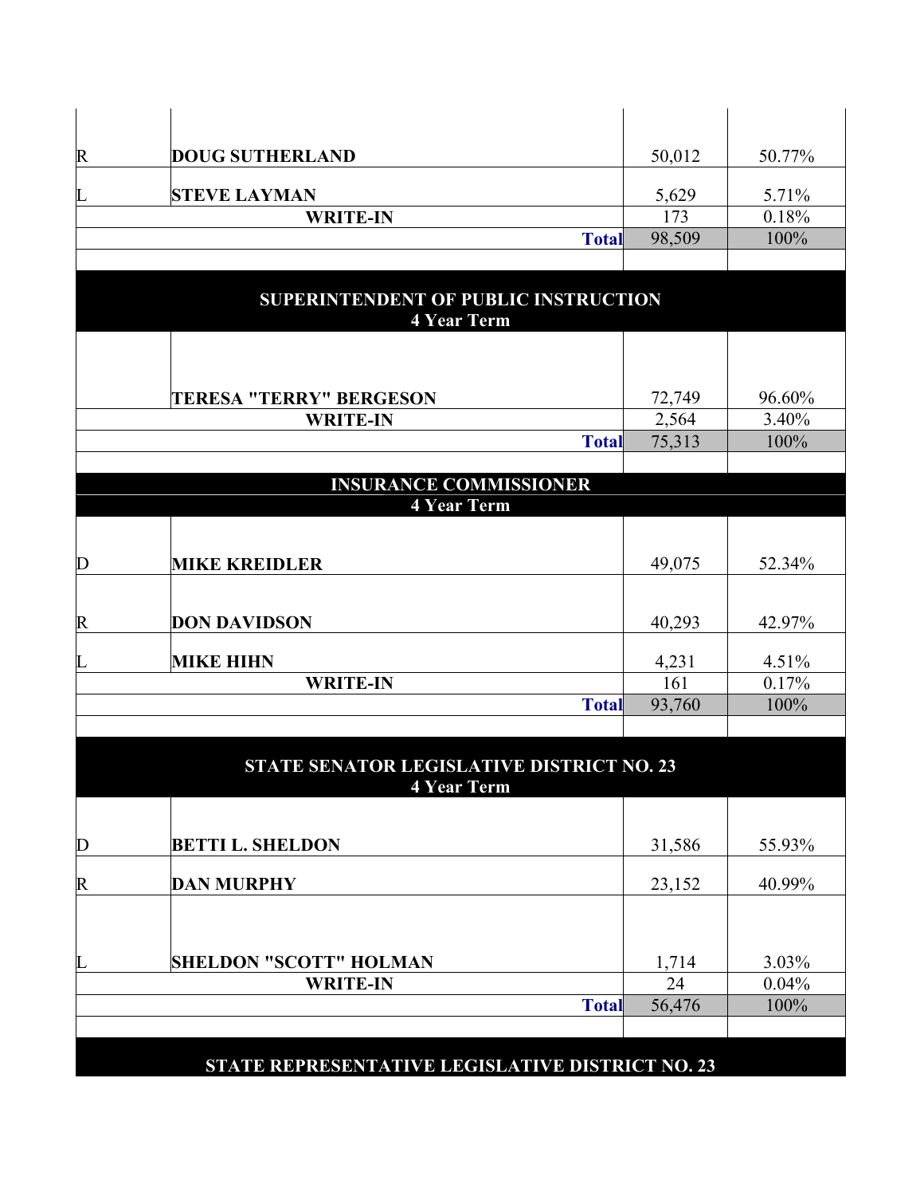| | | | |
|---|---|---|---|
| R | DOUG SUTHERLAND | 50,012 | 50.77% |
| L | STEVE LAYMAN | 5,629 | 5.71% |
| | WRITE-IN | 173 | 0.18% |
| | Total | 98,509 | 100% |

## SUPERINTENDENT OF PUBLIC INSTRUCTION
### 4 Year Term

| | | | |
|---|---|---|---|
| | TERESA "TERRY" BERGESON | 72,749 | 96.60% |
| | WRITE-IN | 2,564 | 3.40% |
| | Total | 75,313 | 100% |

## INSURANCE COMMISSIONER
### 4 Year Term

| | | | |
|---|---|---|---|
| D | MIKE KREIDLER | 49,075 | 52.34% |
| R | DON DAVIDSON | 40,293 | 42.97% |
| L | MIKE HIHN | 4,231 | 4.51% |
| | WRITE-IN | 161 | 0.17% |
| | Total | 93,760 | 100% |

## STATE SENATOR LEGISLATIVE DISTRICT NO. 23
### 4 Year Term

| | | | |
|---|---|---|---|
| D | BETTI L. SHELDON | 31,586 | 55.93% |
| R | DAN MURPHY | 23,152 | 40.99% |
| L | SHELDON "SCOTT" HOLMAN | 1,714 | 3.03% |
| | WRITE-IN | 24 | 0.04% |
| | Total | 56,476 | 100% |

## STATE REPRESENTATIVE LEGISLATIVE DISTRICT NO. 23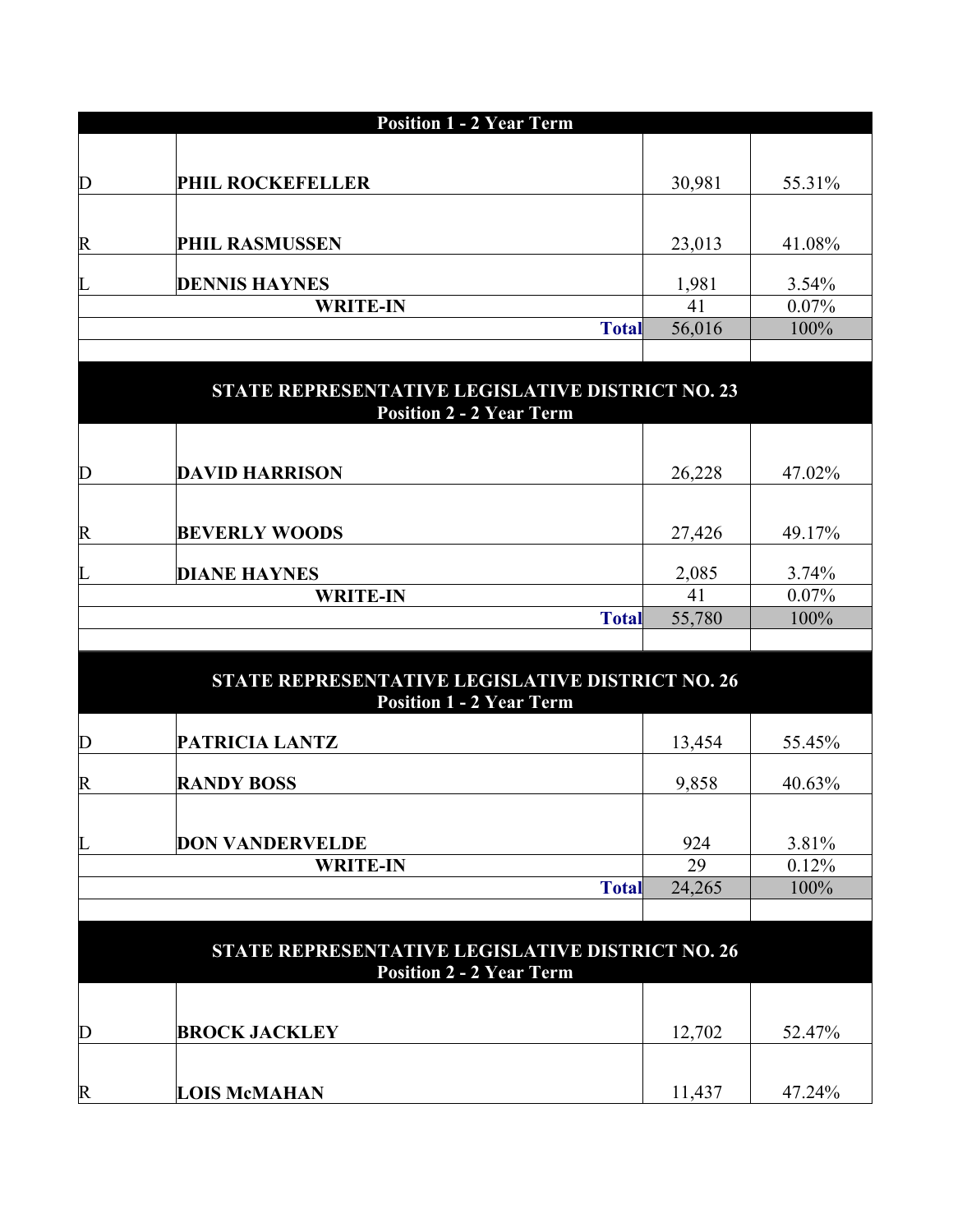### Position 1 - 2 Year Term

| | | | |
|---|---|---|---|
| D | **PHIL ROCKEFELLER** | 30,981 | 55.31% |
| R | **PHIL RASMUSSEN** | 23,013 | 41.08% |
| L | **DENNIS HAYNES** | 1,981 | 3.54% |
| | **WRITE-IN** | 41 | 0.07% |
| | **Total** | 56,016 | 100% |

### STATE REPRESENTATIVE LEGISLATIVE DISTRICT NO. 23
### Position 2 - 2 Year Term

| | | | |
|---|---|---|---|
| D | **DAVID HARRISON** | 26,228 | 47.02% |
| R | **BEVERLY WOODS** | 27,426 | 49.17% |
| L | **DIANE HAYNES** | 2,085 | 3.74% |
| | **WRITE-IN** | 41 | 0.07% |
| | **Total** | 55,780 | 100% |

### STATE REPRESENTATIVE LEGISLATIVE DISTRICT NO. 26
### Position 1 - 2 Year Term

| | | | |
|---|---|---|---|
| D | **PATRICIA LANTZ** | 13,454 | 55.45% |
| R | **RANDY BOSS** | 9,858 | 40.63% |
| L | **DON VANDERVELDE** | 924 | 3.81% |
| | **WRITE-IN** | 29 | 0.12% |
| | **Total** | 24,265 | 100% |

### STATE REPRESENTATIVE LEGISLATIVE DISTRICT NO. 26
### Position 2 - 2 Year Term

| | | | |
|---|---|---|---|
| D | **BROCK JACKLEY** | 12,702 | 52.47% |
| R | **LOIS McMAHAN** | 11,437 | 47.24% |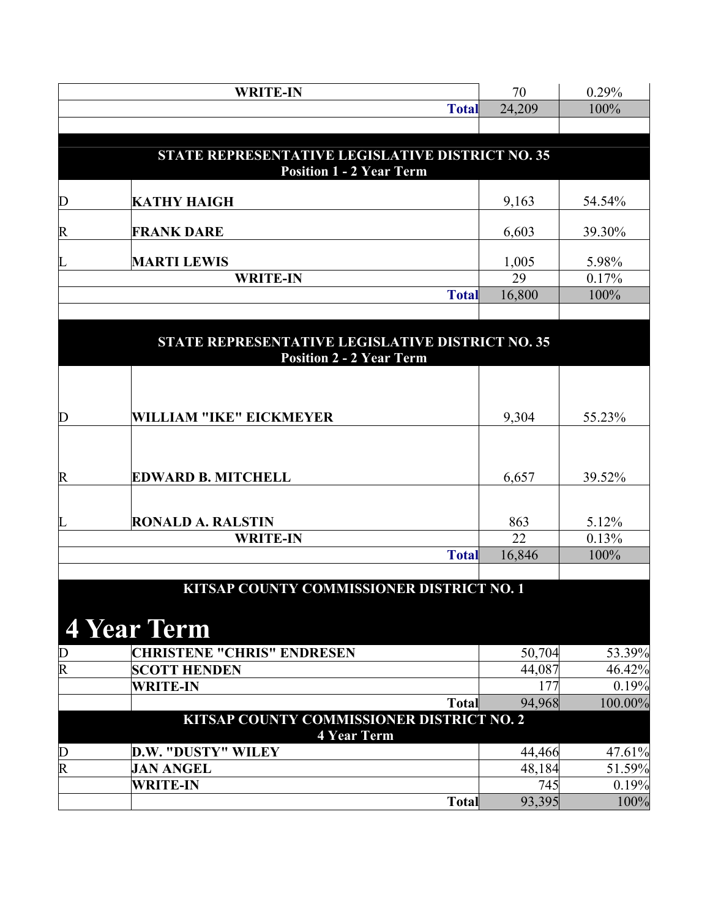| | | | |
|---|---|---|---|
| | WRITE-IN | 70 | 0.29% |
| | **Total** | 24,209 | 100% |

**STATE REPRESENTATIVE LEGISLATIVE DISTRICT NO. 35**
**Position 1 - 2 Year Term**

| Party | Candidate | Votes | Percent |
|---|---|---|---|
| D | **KATHY HAIGH** | 9,163 | 54.54% |
| R | **FRANK DARE** | 6,603 | 39.30% |
| L | **MARTI LEWIS** | 1,005 | 5.98% |
| | **WRITE-IN** | 29 | 0.17% |
| | **Total** | 16,800 | 100% |

**STATE REPRESENTATIVE LEGISLATIVE DISTRICT NO. 35**
**Position 2 - 2 Year Term**

| Party | Candidate | Votes | Percent |
|---|---|---|---|
| D | **WILLIAM "IKE" EICKMEYER** | 9,304 | 55.23% |
| R | **EDWARD B. MITCHELL** | 6,657 | 39.52% |
| L | **RONALD A. RALSTIN** | 863 | 5.12% |
| | **WRITE-IN** | 22 | 0.13% |
| | **Total** | 16,846 | 100% |

**KITSAP COUNTY COMMISSIONER DISTRICT NO. 1**

# 4 Year Term

| Party | Candidate | Votes | Percent |
|---|---|---|---|
| D | **CHRISTENE "CHRIS" ENDRESEN** | 50,704 | 53.39% |
| R | **SCOTT HENDEN** | 44,087 | 46.42% |
| | **WRITE-IN** | 177 | 0.19% |
| | **Total** | 94,968 | 100.00% |

**KITSAP COUNTY COMMISSIONER DISTRICT NO. 2**
**4 Year Term**

| Party | Candidate | Votes | Percent |
|---|---|---|---|
| D | **D.W. "DUSTY" WILEY** | 44,466 | 47.61% |
| R | **JAN ANGEL** | 48,184 | 51.59% |
| | **WRITE-IN** | 745 | 0.19% |
| | **Total** | 93,395 | 100% |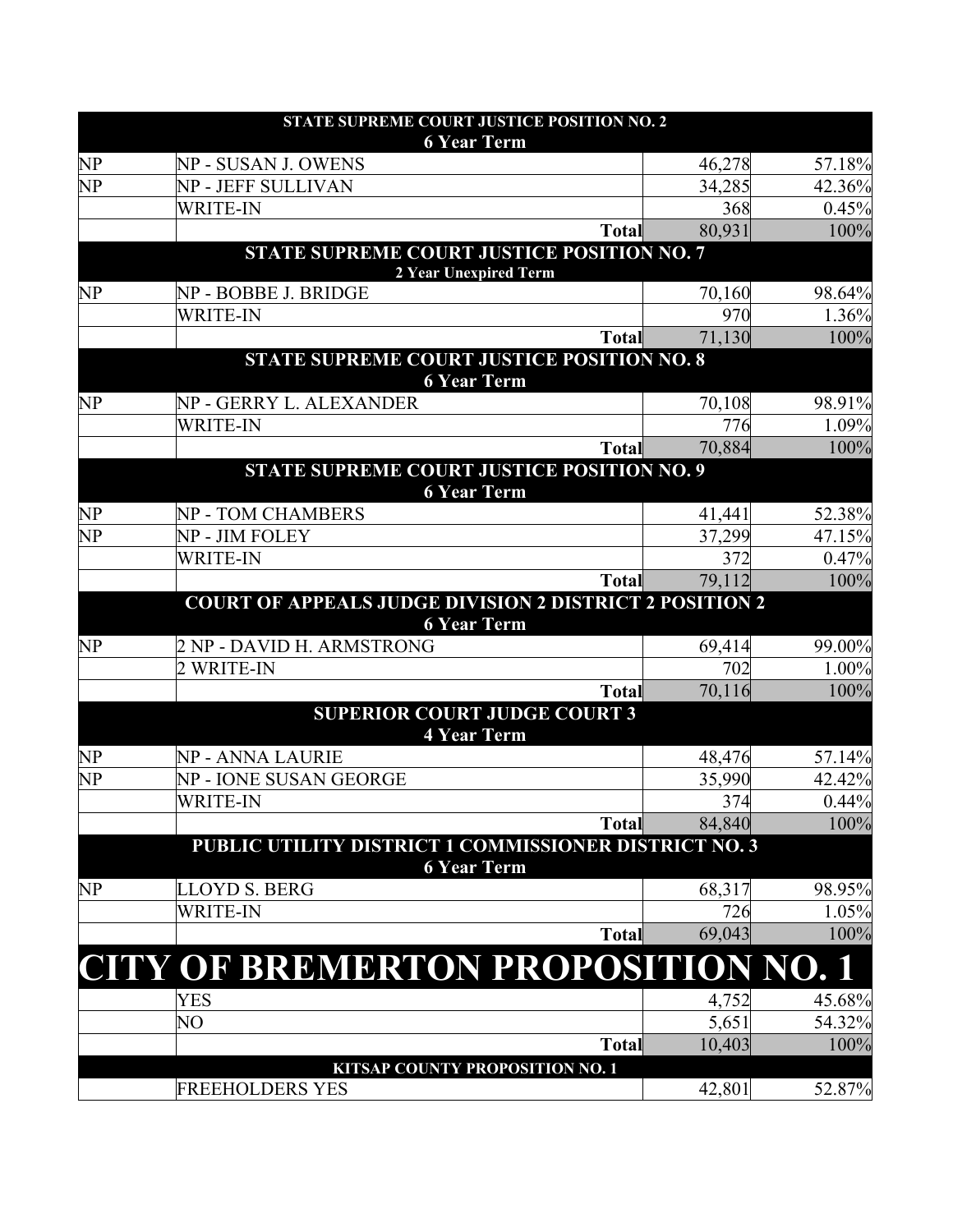| | STATE SUPREME COURT JUSTICE POSITION NO. 2<br>6 Year Term | | |
|---|---|---|---|
| NP | NP - SUSAN J. OWENS | 46,278 | 57.18% |
| NP | NP - JEFF SULLIVAN | 34,285 | 42.36% |
| | WRITE-IN | 368 | 0.45% |
| | **Total** | 80,931 | 100% |
| | **STATE SUPREME COURT JUSTICE POSITION NO. 7**<br>**2 Year Unexpired Term** | | |
| NP | NP - BOBBE J. BRIDGE | 70,160 | 98.64% |
| | WRITE-IN | 970 | 1.36% |
| | **Total** | 71,130 | 100% |
| | **STATE SUPREME COURT JUSTICE POSITION NO. 8**<br>**6 Year Term** | | |
| NP | NP - GERRY L. ALEXANDER | 70,108 | 98.91% |
| | WRITE-IN | 776 | 1.09% |
| | **Total** | 70,884 | 100% |
| | **STATE SUPREME COURT JUSTICE POSITION NO. 9**<br>**6 Year Term** | | |
| NP | NP - TOM CHAMBERS | 41,441 | 52.38% |
| NP | NP - JIM FOLEY | 37,299 | 47.15% |
| | WRITE-IN | 372 | 0.47% |
| | **Total** | 79,112 | 100% |
| | **COURT OF APPEALS JUDGE DIVISION 2 DISTRICT 2 POSITION 2**<br>**6 Year Term** | | |
| NP | 2 NP - DAVID H. ARMSTRONG | 69,414 | 99.00% |
| | 2 WRITE-IN | 702 | 1.00% |
| | **Total** | 70,116 | 100% |
| | **SUPERIOR COURT JUDGE COURT 3**<br>**4 Year Term** | | |
| NP | NP - ANNA LAURIE | 48,476 | 57.14% |
| NP | NP - IONE SUSAN GEORGE | 35,990 | 42.42% |
| | WRITE-IN | 374 | 0.44% |
| | **Total** | 84,840 | 100% |
| | **PUBLIC UTILITY DISTRICT 1 COMMISSIONER DISTRICT NO. 3**<br>**6 Year Term** | | |
| NP | LLOYD S. BERG | 68,317 | 98.95% |
| | WRITE-IN | 726 | 1.05% |
| | **Total** | 69,043 | 100% |
| | **CITY OF BREMERTON PROPOSITION NO. 1** | | |
| | YES | 4,752 | 45.68% |
| | NO | 5,651 | 54.32% |
| | **Total** | 10,403 | 100% |
| | **KITSAP COUNTY PROPOSITION NO. 1** | | |
| | FREEHOLDERS YES | 42,801 | 52.87% |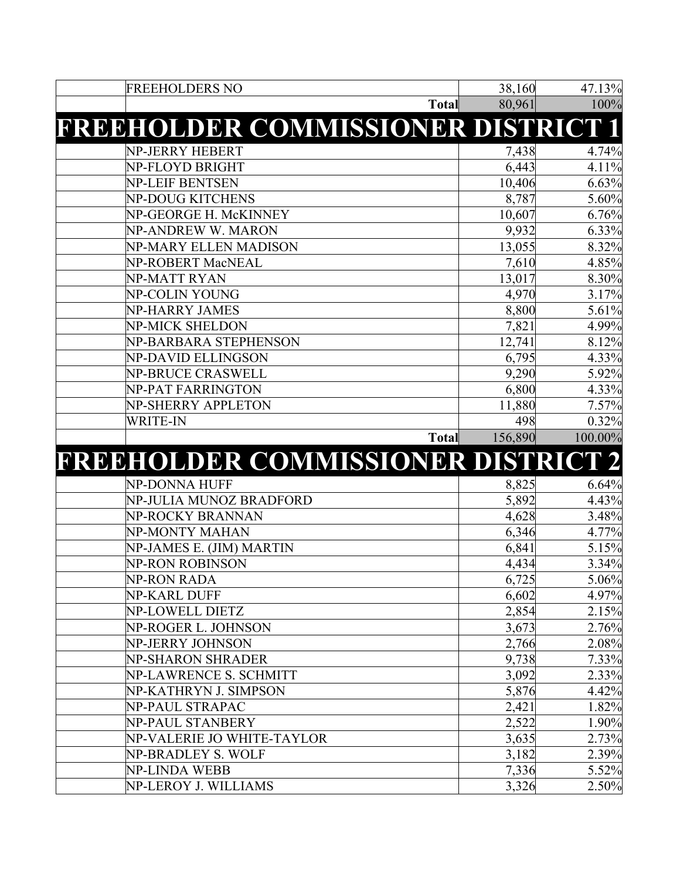| | | | |
|---|---|---|---|
| | FREEHOLDERS NO | 38,160 | 47.13% |
| | **Total** | 80,961 | 100% |

# FREEHOLDER COMMISSIONER DISTRICT 1

| | | | |
|---|---|---|---|
| | NP-JERRY HEBERT | 7,438 | 4.74% |
| | NP-FLOYD BRIGHT | 6,443 | 4.11% |
| | NP-LEIF BENTSEN | 10,406 | 6.63% |
| | NP-DOUG KITCHENS | 8,787 | 5.60% |
| | NP-GEORGE H. McKINNEY | 10,607 | 6.76% |
| | NP-ANDREW W. MARON | 9,932 | 6.33% |
| | NP-MARY ELLEN MADISON | 13,055 | 8.32% |
| | NP-ROBERT MacNEAL | 7,610 | 4.85% |
| | NP-MATT RYAN | 13,017 | 8.30% |
| | NP-COLIN YOUNG | 4,970 | 3.17% |
| | NP-HARRY JAMES | 8,800 | 5.61% |
| | NP-MICK SHELDON | 7,821 | 4.99% |
| | NP-BARBARA STEPHENSON | 12,741 | 8.12% |
| | NP-DAVID ELLINGSON | 6,795 | 4.33% |
| | NP-BRUCE CRASWELL | 9,290 | 5.92% |
| | NP-PAT FARRINGTON | 6,800 | 4.33% |
| | NP-SHERRY APPLETON | 11,880 | 7.57% |
| | WRITE-IN | 498 | 0.32% |
| | **Total** | 156,890 | 100.00% |

# FREEHOLDER COMMISSIONER DISTRICT 2

| | | | |
|---|---|---|---|
| | NP-DONNA HUFF | 8,825 | 6.64% |
| | NP-JULIA MUNOZ BRADFORD | 5,892 | 4.43% |
| | NP-ROCKY BRANNAN | 4,628 | 3.48% |
| | NP-MONTY MAHAN | 6,346 | 4.77% |
| | NP-JAMES E. (JIM) MARTIN | 6,841 | 5.15% |
| | NP-RON ROBINSON | 4,434 | 3.34% |
| | NP-RON RADA | 6,725 | 5.06% |
| | NP-KARL DUFF | 6,602 | 4.97% |
| | NP-LOWELL DIETZ | 2,854 | 2.15% |
| | NP-ROGER L. JOHNSON | 3,673 | 2.76% |
| | NP-JERRY JOHNSON | 2,766 | 2.08% |
| | NP-SHARON SHRADER | 9,738 | 7.33% |
| | NP-LAWRENCE S. SCHMITT | 3,092 | 2.33% |
| | NP-KATHRYN J. SIMPSON | 5,876 | 4.42% |
| | NP-PAUL STRAPAC | 2,421 | 1.82% |
| | NP-PAUL STANBERY | 2,522 | 1.90% |
| | NP-VALERIE JO WHITE-TAYLOR | 3,635 | 2.73% |
| | NP-BRADLEY S. WOLF | 3,182 | 2.39% |
| | NP-LINDA WEBB | 7,336 | 5.52% |
| | NP-LEROY J. WILLIAMS | 3,326 | 2.50% |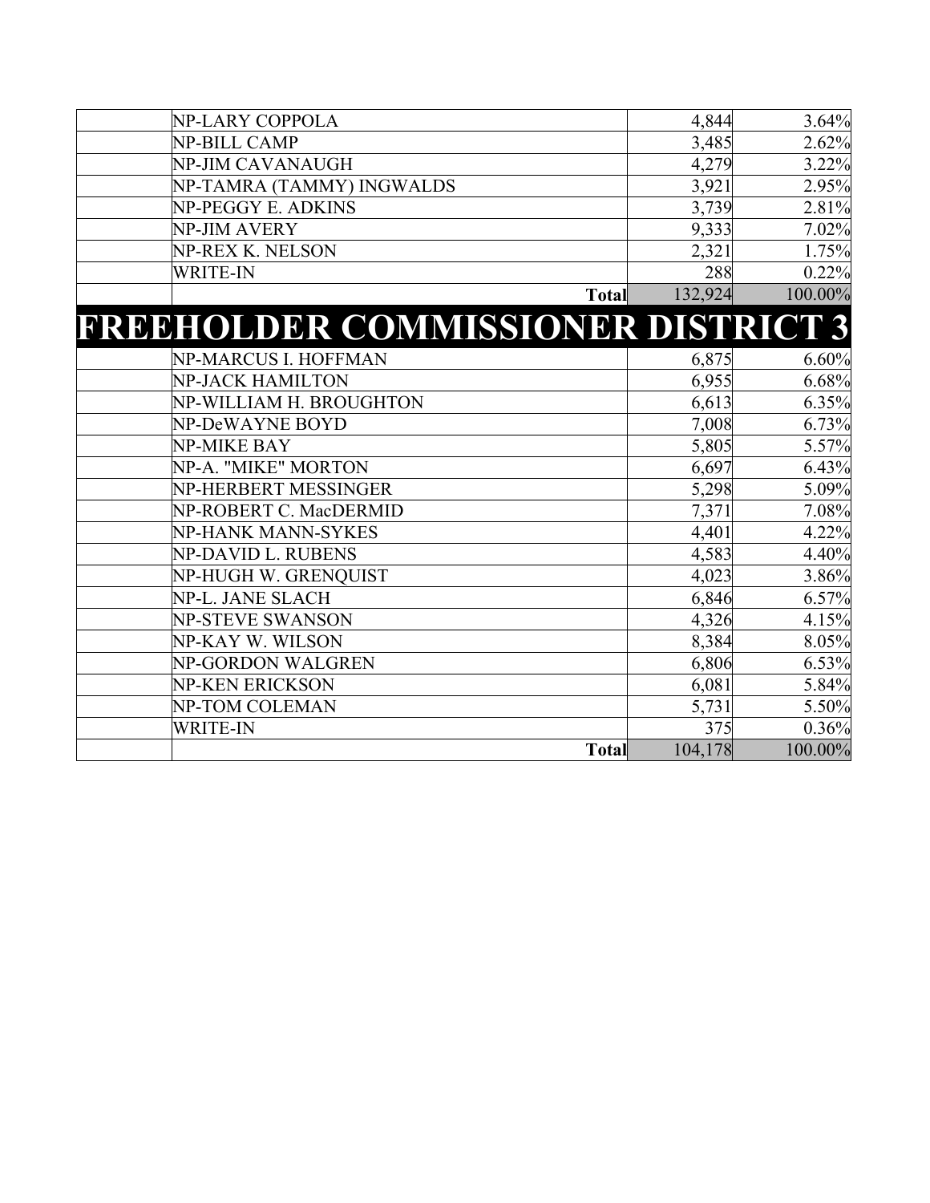| | | | |
|---|---|---|---|
| | NP-LARY COPPOLA | 4,844 | 3.64% |
| | NP-BILL CAMP | 3,485 | 2.62% |
| | NP-JIM CAVANAUGH | 4,279 | 3.22% |
| | NP-TAMRA (TAMMY) INGWALDS | 3,921 | 2.95% |
| | NP-PEGGY E. ADKINS | 3,739 | 2.81% |
| | NP-JIM AVERY | 9,333 | 7.02% |
| | NP-REX K. NELSON | 2,321 | 1.75% |
| | WRITE-IN | 288 | 0.22% |
| | **Total** | 132,924 | 100.00% |

# FREEHOLDER COMMISSIONER DISTRICT 3

| | | | |
|---|---|---|---|
| | NP-MARCUS I. HOFFMAN | 6,875 | 6.60% |
| | NP-JACK HAMILTON | 6,955 | 6.68% |
| | NP-WILLIAM H. BROUGHTON | 6,613 | 6.35% |
| | NP-DeWAYNE BOYD | 7,008 | 6.73% |
| | NP-MIKE BAY | 5,805 | 5.57% |
| | NP-A. "MIKE" MORTON | 6,697 | 6.43% |
| | NP-HERBERT MESSINGER | 5,298 | 5.09% |
| | NP-ROBERT C. MacDERMID | 7,371 | 7.08% |
| | NP-HANK MANN-SYKES | 4,401 | 4.22% |
| | NP-DAVID L. RUBENS | 4,583 | 4.40% |
| | NP-HUGH W. GRENQUIST | 4,023 | 3.86% |
| | NP-L. JANE SLACH | 6,846 | 6.57% |
| | NP-STEVE SWANSON | 4,326 | 4.15% |
| | NP-KAY W. WILSON | 8,384 | 8.05% |
| | NP-GORDON WALGREN | 6,806 | 6.53% |
| | NP-KEN ERICKSON | 6,081 | 5.84% |
| | NP-TOM COLEMAN | 5,731 | 5.50% |
| | WRITE-IN | 375 | 0.36% |
| | **Total** | 104,178 | 100.00% |